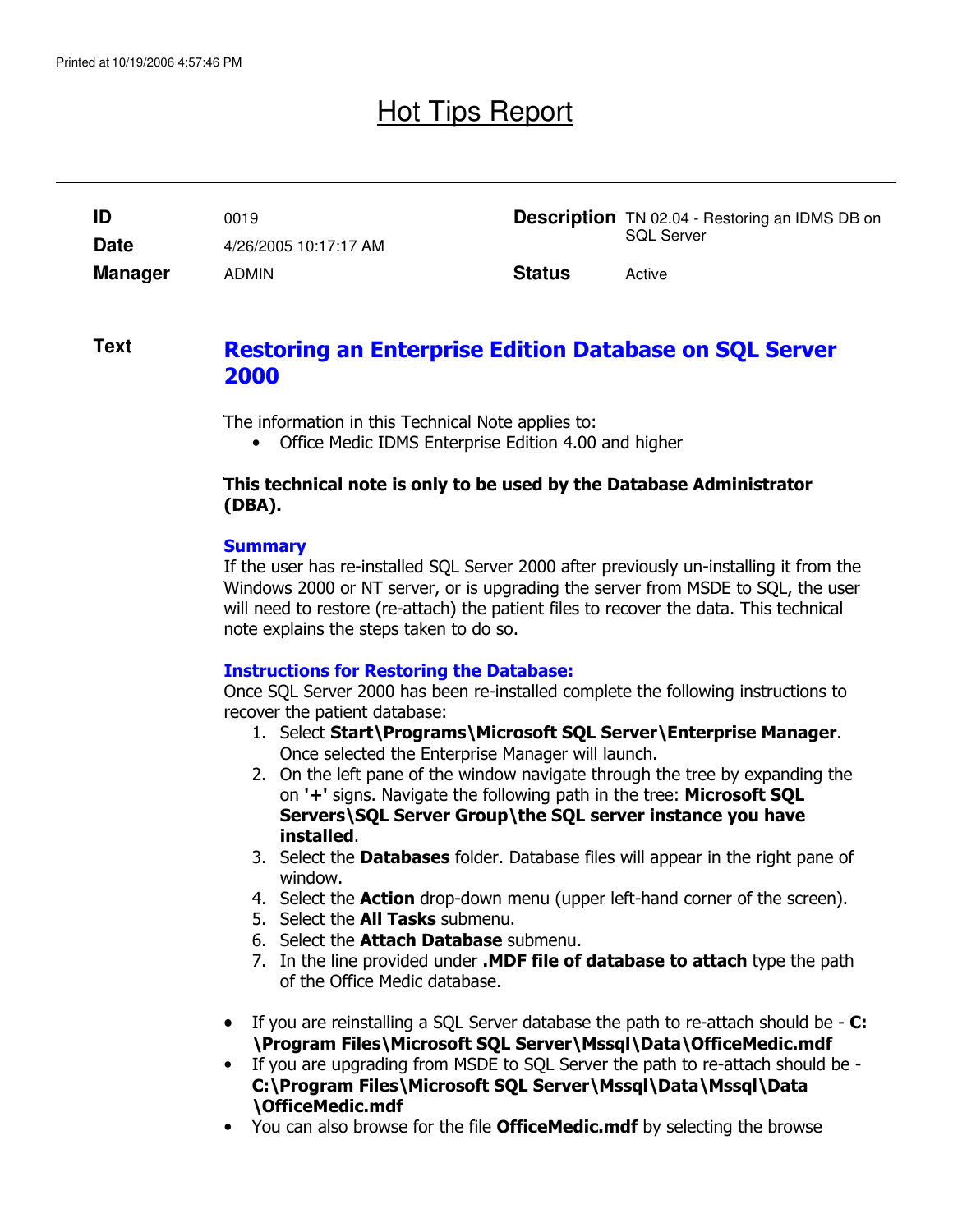Printed at 10/19/2006 4:57:46 PM

# Hot Tips Report

| | | | |
|---|---|---|---|
| **ID** | 0019 | **Description** | TN 02.04 - Restoring an IDMS DB on SQL Server |
| **Date** | 4/26/2005 10:17:17 AM | | |
| **Manager** | ADMIN | **Status** | Active |

**Text**

## Restoring an Enterprise Edition Database on SQL Server 2000

The information in this Technical Note applies to:

- Office Medic IDMS Enterprise Edition 4.00 and higher

**This technical note is only to be used by the Database Administrator (DBA).**

### Summary

If the user has re-installed SQL Server 2000 after previously un-installing it from the Windows 2000 or NT server, or is upgrading the server from MSDE to SQL, the user will need to restore (re-attach) the patient files to recover the data. This technical note explains the steps taken to do so.

### Instructions for Restoring the Database:

Once SQL Server 2000 has been re-installed complete the following instructions to recover the patient database:

1. Select **Start\Programs\Microsoft SQL Server\Enterprise Manager**. Once selected the Enterprise Manager will launch.
2. On the left pane of the window navigate through the tree by expanding the on **'+'** signs. Navigate the following path in the tree: **Microsoft SQL Servers\SQL Server Group\the SQL server instance you have installed**.
3. Select the **Databases** folder. Database files will appear in the right pane of window.
4. Select the **Action** drop-down menu (upper left-hand corner of the screen).
5. Select the **All Tasks** submenu.
6. Select the **Attach Database** submenu.
7. In the line provided under **.MDF file of database to attach** type the path of the Office Medic database.

- If you are reinstalling a SQL Server database the path to re-attach should be - **C:\Program Files\Microsoft SQL Server\Mssql\Data\OfficeMedic.mdf**
- If you are upgrading from MSDE to SQL Server the path to re-attach should be - **C:\Program Files\Microsoft SQL Server\Mssql\Data\Mssql\Data\OfficeMedic.mdf**
- You can also browse for the file **OfficeMedic.mdf** by selecting the browse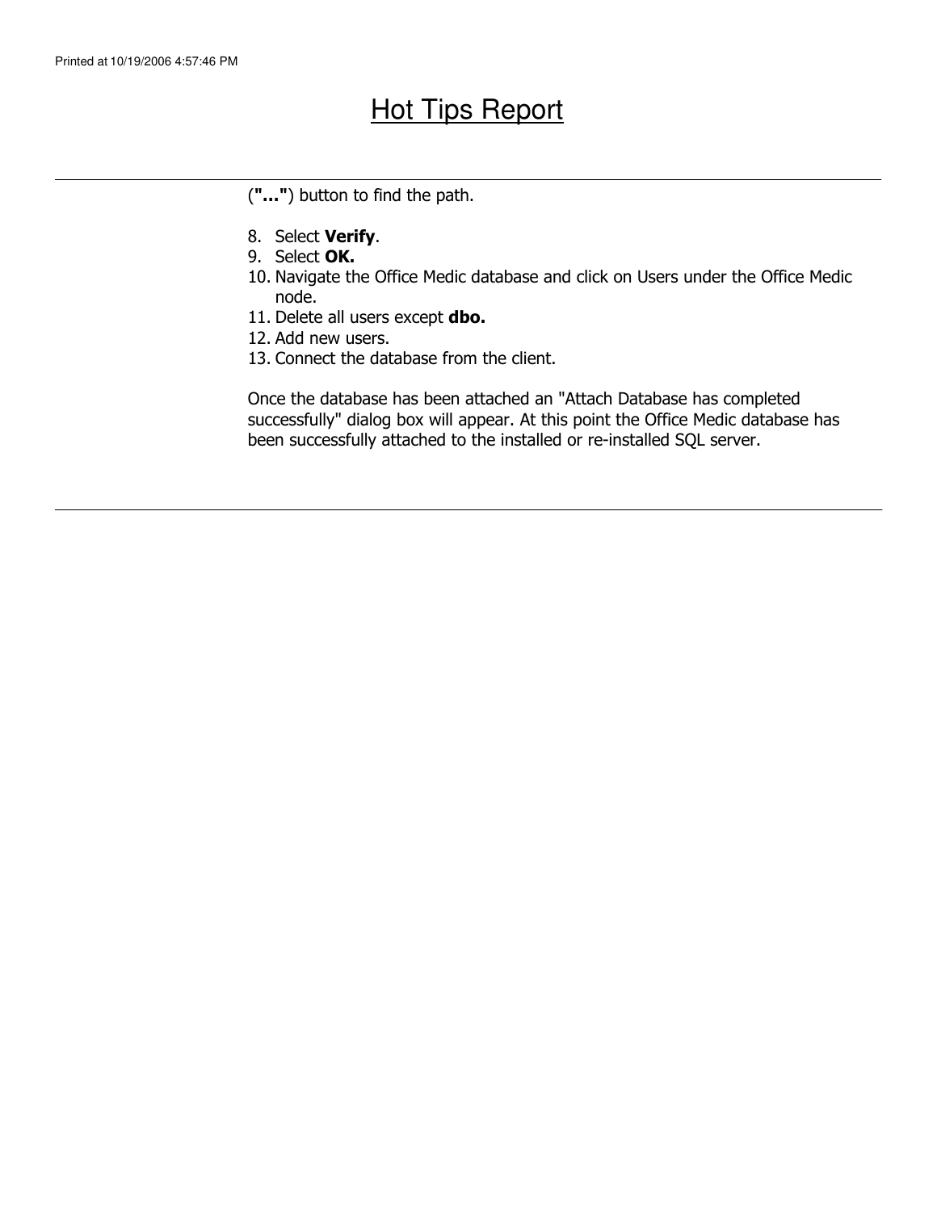("**...**") button to find the path.

8. Select **Verify**.
9. Select **OK.**
10. Navigate the Office Medic database and click on Users under the Office Medic node.
11. Delete all users except **dbo.**
12. Add new users.
13. Connect the database from the client.

Once the database has been attached an "Attach Database has completed successfully" dialog box will appear. At this point the Office Medic database has been successfully attached to the installed or re-installed SQL server.